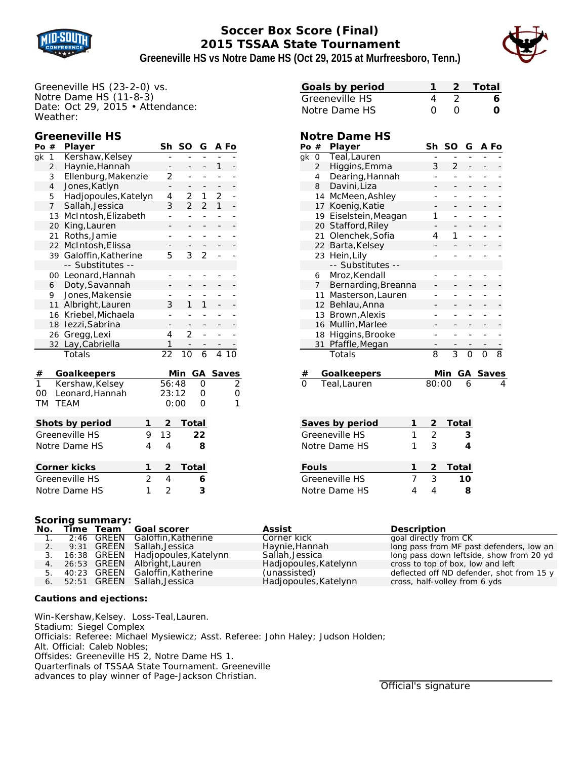# Soccer Box Score (Final)
## 2015 TSSAA State Tournament
### Greeneville HS vs Notre Dame HS (Oct 29, 2015 at Murfreesboro, Tenn.)

Greeneville HS (23-2-0) vs.
Notre Dame HS (11-8-3)
Date: Oct 29, 2015 • Attendance:
Weather:

| Goals by period | 1 | 2 | Total |
|---|---|---|---|
| Greeneville HS | 4 | 2 | **6** |
| Notre Dame HS | 0 | 0 | **0** |

### Greeneville HS

| Po | # | Player | Sh | SO | G | A | Fo |
|---|---|---|---|---|---|---|---|
| gk | 1 | Kershaw,Kelsey | - | - | - | - | - |
| | 2 | Haynie,Hannah | - | - | - | 1 | - |
| | 3 | Ellenburg,Makenzie | 2 | - | - | - | - |
| | 4 | Jones,Katlyn | - | - | - | - | - |
| | 5 | Hadjopoules,Katelyn | 4 | 2 | 1 | 2 | - |
| | 7 | Sallah,Jessica | 3 | 2 | 2 | 1 | - |
| | 13 | McIntosh,Elizabeth | - | - | - | - | - |
| | 20 | King,Lauren | - | - | - | - | - |
| | 21 | Roths,Jamie | - | - | - | - | - |
| | 22 | McIntosh,Elissa | - | - | - | - | - |
| | 39 | Galoffin,Katherine | 5 | 3 | 2 | - | - |
| | | -- Substitutes -- | | | | | |
| | 00 | Leonard,Hannah | - | - | - | - | - |
| | 6 | Doty,Savannah | - | - | - | - | - |
| | 9 | Jones,Makensie | - | - | - | - | - |
| | 11 | Albright,Lauren | 3 | 1 | 1 | - | - |
| | 16 | Kriebel,Michaela | - | - | - | - | - |
| | 18 | Iezzi,Sabrina | - | - | - | - | - |
| | 26 | Gregg,Lexi | 4 | 2 | - | - | - |
| | 32 | Lay,Cabriella | 1 | - | - | - | - |
| | | Totals | 22 | 10 | 6 | 4 | 10 |

| # | Goalkeepers | Min | GA | Saves |
|---|---|---|---|---|
| 1 | Kershaw,Kelsey | 56:48 | 0 | 2 |
| 00 | Leonard,Hannah | 23:12 | 0 | 0 |
| TM | TEAM | 0:00 | 0 | 1 |

### Notre Dame HS

| Po | # | Player | Sh | SO | G | A | Fo |
|---|---|---|---|---|---|---|---|
| gk | 0 | Teal,Lauren | - | - | - | - | - |
| | 2 | Higgins,Emma | 3 | 2 | - | - | - |
| | 4 | Dearing,Hannah | - | - | - | - | - |
| | 8 | Davini,Liza | - | - | - | - | - |
| | 14 | McMeen,Ashley | - | - | - | - | - |
| | 17 | Koenig,Katie | - | - | - | - | - |
| | 19 | Eiselstein,Meagan | 1 | - | - | - | - |
| | 20 | Stafford,Riley | - | - | - | - | - |
| | 21 | Olenchek,Sofia | 4 | 1 | - | - | - |
| | 22 | Barta,Kelsey | - | - | - | - | - |
| | 23 | Hein,Lily | - | - | - | - | - |
| | | -- Substitutes -- | | | | | |
| | 6 | Mroz,Kendall | - | - | - | - | - |
| | 7 | Bernarding,Breanna | - | - | - | - | - |
| | 11 | Masterson,Lauren | - | - | - | - | - |
| | 12 | Behlau,Anna | - | - | - | - | - |
| | 13 | Brown,Alexis | - | - | - | - | - |
| | 16 | Mullin,Marlee | - | - | - | - | - |
| | 18 | Higgins,Brooke | - | - | - | - | - |
| | 31 | Pfaffle,Megan | - | - | - | - | - |
| | | Totals | 8 | 3 | 0 | 0 | 8 |

| # | Goalkeepers | Min | GA | Saves |
|---|---|---|---|---|
| 0 | Teal,Lauren | 80:00 | 6 | 4 |

| Shots by period | 1 | 2 | Total |
|---|---|---|---|
| Greeneville HS | 9 | 13 | **22** |
| Notre Dame HS | 4 | 4 | **8** |

| Saves by period | 1 | 2 | Total |
|---|---|---|---|
| Greeneville HS | 1 | 2 | **3** |
| Notre Dame HS | 1 | 3 | **4** |

| Corner kicks | 1 | 2 | Total |
|---|---|---|---|
| Greeneville HS | 2 | 4 | **6** |
| Notre Dame HS | 1 | 2 | **3** |

| Fouls | 1 | 2 | Total |
|---|---|---|---|
| Greeneville HS | 7 | 3 | **10** |
| Notre Dame HS | 4 | 4 | **8** |

### Scoring summary:

| No. | Time | Team | Goal scorer | Assist | Description |
|---|---|---|---|---|---|
| 1. | 2:46 | GREEN | Galoffin,Katherine | Corner kick | goal directly from CK |
| 2. | 9:31 | GREEN | Sallah,Jessica | Haynie,Hannah | long pass from MF past defenders, low an |
| 3. | 16:38 | GREEN | Hadjopoules,Katelynn | Sallah,Jessica | long pass down leftside, show from 20 yd |
| 4. | 26:53 | GREEN | Albright,Lauren | Hadjopoules,Katelynn | cross to top of box, low and left |
| 5. | 40:23 | GREEN | Galoffin,Katherine | (unassisted) | deflected off ND defender, shot from 15 y |
| 6. | 52:51 | GREEN | Sallah,Jessica | Hadjopoules,Katelynn | cross, half-volley from 6 yds |

**Cautions and ejections:**

Win-Kershaw,Kelsey. Loss-Teal,Lauren.
Stadium: Siegel Complex
Officials: Referee: Michael Mysiewicz; Asst. Referee: John Haley; Judson Holden;
Alt. Official: Caleb Nobles;
Offsides: Greeneville HS 2, Notre Dame HS 1.
Quarterfinals of TSSAA State Tournament. Greeneville advances to play winner of Page-Jackson Christian.

Official's signature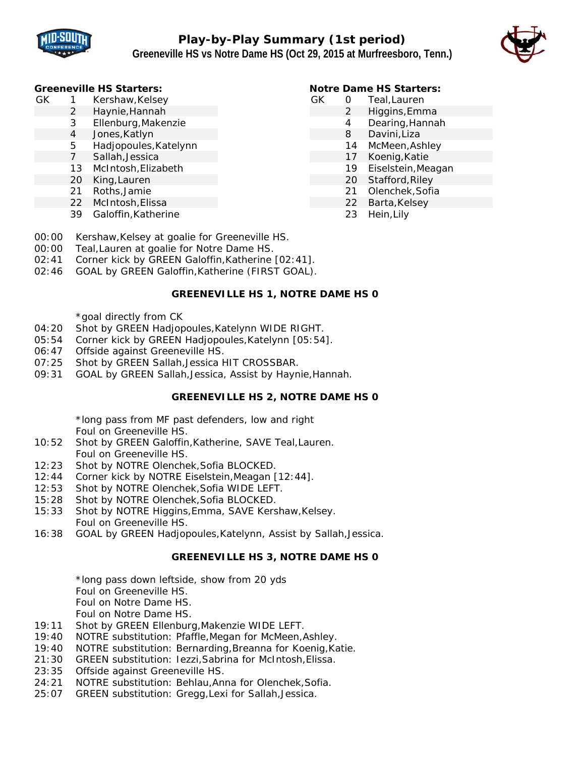# Play-by-Play Summary (1st period)

## Greeneville HS vs Notre Dame HS (Oct 29, 2015 at Murfreesboro, Tenn.)

**Greeneville HS Starters:**

| | | |
|---|---|---|
| GK | 1 | Kershaw,Kelsey |
| | 2 | Haynie,Hannah |
| | 3 | Ellenburg,Makenzie |
| | 4 | Jones,Katlyn |
| | 5 | Hadjopoules,Katelynn |
| | 7 | Sallah,Jessica |
| | 13 | McIntosh,Elizabeth |
| | 20 | King,Lauren |
| | 21 | Roths,Jamie |
| | 22 | McIntosh,Elissa |
| | 39 | Galoffin,Katherine |

**Notre Dame HS Starters:**

| | | |
|---|---|---|
| GK | 0 | Teal,Lauren |
| | 2 | Higgins,Emma |
| | 4 | Dearing,Hannah |
| | 8 | Davini,Liza |
| | 14 | McMeen,Ashley |
| | 17 | Koenig,Katie |
| | 19 | Eiselstein,Meagan |
| | 20 | Stafford,Riley |
| | 21 | Olenchek,Sofia |
| | 22 | Barta,Kelsey |
| | 23 | Hein,Lily |

00:00 Kershaw,Kelsey at goalie for Greeneville HS.
00:00 Teal,Lauren at goalie for Notre Dame HS.
02:41 Corner kick by GREEN Galoffin,Katherine [02:41].
02:46 GOAL by GREEN Galoffin,Katherine (FIRST GOAL).

**GREENEVILLE HS 1, NOTRE DAME HS 0**

*goal directly from CK
04:20 Shot by GREEN Hadjopoules,Katelynn WIDE RIGHT.
05:54 Corner kick by GREEN Hadjopoules,Katelynn [05:54].
06:47 Offside against Greeneville HS.
07:25 Shot by GREEN Sallah,Jessica HIT CROSSBAR.
09:31 GOAL by GREEN Sallah,Jessica, Assist by Haynie,Hannah.

**GREENEVILLE HS 2, NOTRE DAME HS 0**

*long pass from MF past defenders, low and right
Foul on Greeneville HS.
10:52 Shot by GREEN Galoffin,Katherine, SAVE Teal,Lauren.
Foul on Greeneville HS.
12:23 Shot by NOTRE Olenchek,Sofia BLOCKED.
12:44 Corner kick by NOTRE Eiselstein,Meagan [12:44].
12:53 Shot by NOTRE Olenchek,Sofia WIDE LEFT.
15:28 Shot by NOTRE Olenchek,Sofia BLOCKED.
15:33 Shot by NOTRE Higgins,Emma, SAVE Kershaw,Kelsey.
Foul on Greeneville HS.
16:38 GOAL by GREEN Hadjopoules,Katelynn, Assist by Sallah,Jessica.

**GREENEVILLE HS 3, NOTRE DAME HS 0**

*long pass down leftside, show from 20 yds
Foul on Greeneville HS.
Foul on Notre Dame HS.
Foul on Notre Dame HS.
19:11 Shot by GREEN Ellenburg,Makenzie WIDE LEFT.
19:40 NOTRE substitution: Pfaffle,Megan for McMeen,Ashley.
19:40 NOTRE substitution: Bernarding,Breanna for Koenig,Katie.
21:30 GREEN substitution: Iezzi,Sabrina for McIntosh,Elissa.
23:35 Offside against Greeneville HS.
24:21 NOTRE substitution: Behlau,Anna for Olenchek,Sofia.
25:07 GREEN substitution: Gregg,Lexi for Sallah,Jessica.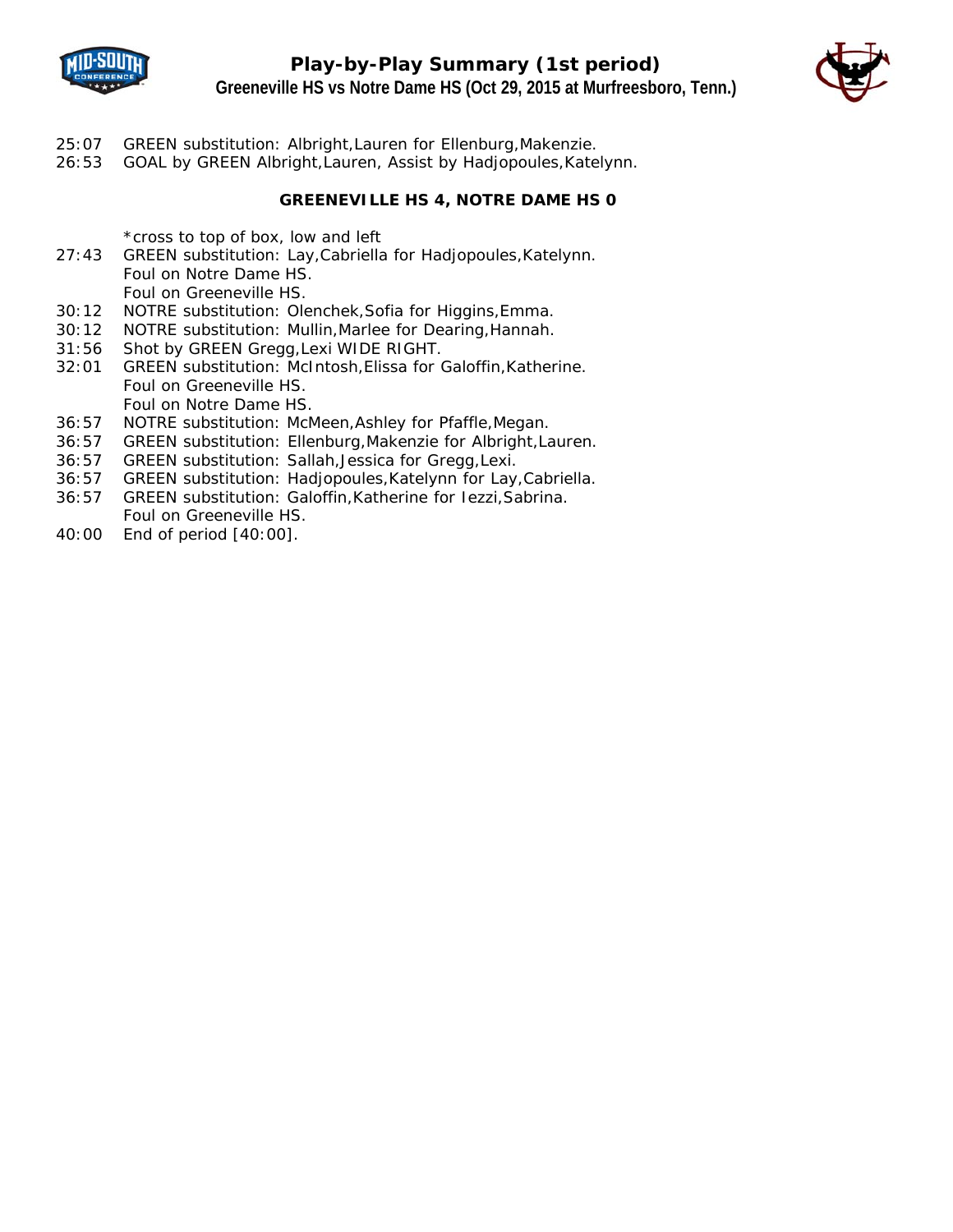# Play-by-Play Summary (1st period)

## Greeneville HS vs Notre Dame HS (Oct 29, 2015 at Murfreesboro, Tenn.)

25:07 GREEN substitution: Albright,Lauren for Ellenburg,Makenzie.
26:53 GOAL by GREEN Albright,Lauren, Assist by Hadjopoules,Katelynn.

**GREENEVILLE HS 4, NOTRE DAME HS 0**

*cross to top of box, low and left
27:43 GREEN substitution: Lay,Cabriella for Hadjopoules,Katelynn.
Foul on Notre Dame HS.
Foul on Greeneville HS.
30:12 NOTRE substitution: Olenchek,Sofia for Higgins,Emma.
30:12 NOTRE substitution: Mullin,Marlee for Dearing,Hannah.
31:56 Shot by GREEN Gregg,Lexi WIDE RIGHT.
32:01 GREEN substitution: McIntosh,Elissa for Galoffin,Katherine.
Foul on Greeneville HS.
Foul on Notre Dame HS.
36:57 NOTRE substitution: McMeen,Ashley for Pfaffle,Megan.
36:57 GREEN substitution: Ellenburg,Makenzie for Albright,Lauren.
36:57 GREEN substitution: Sallah,Jessica for Gregg,Lexi.
36:57 GREEN substitution: Hadjopoules,Katelynn for Lay,Cabriella.
36:57 GREEN substitution: Galoffin,Katherine for Iezzi,Sabrina.
Foul on Greeneville HS.
40:00 End of period [40:00].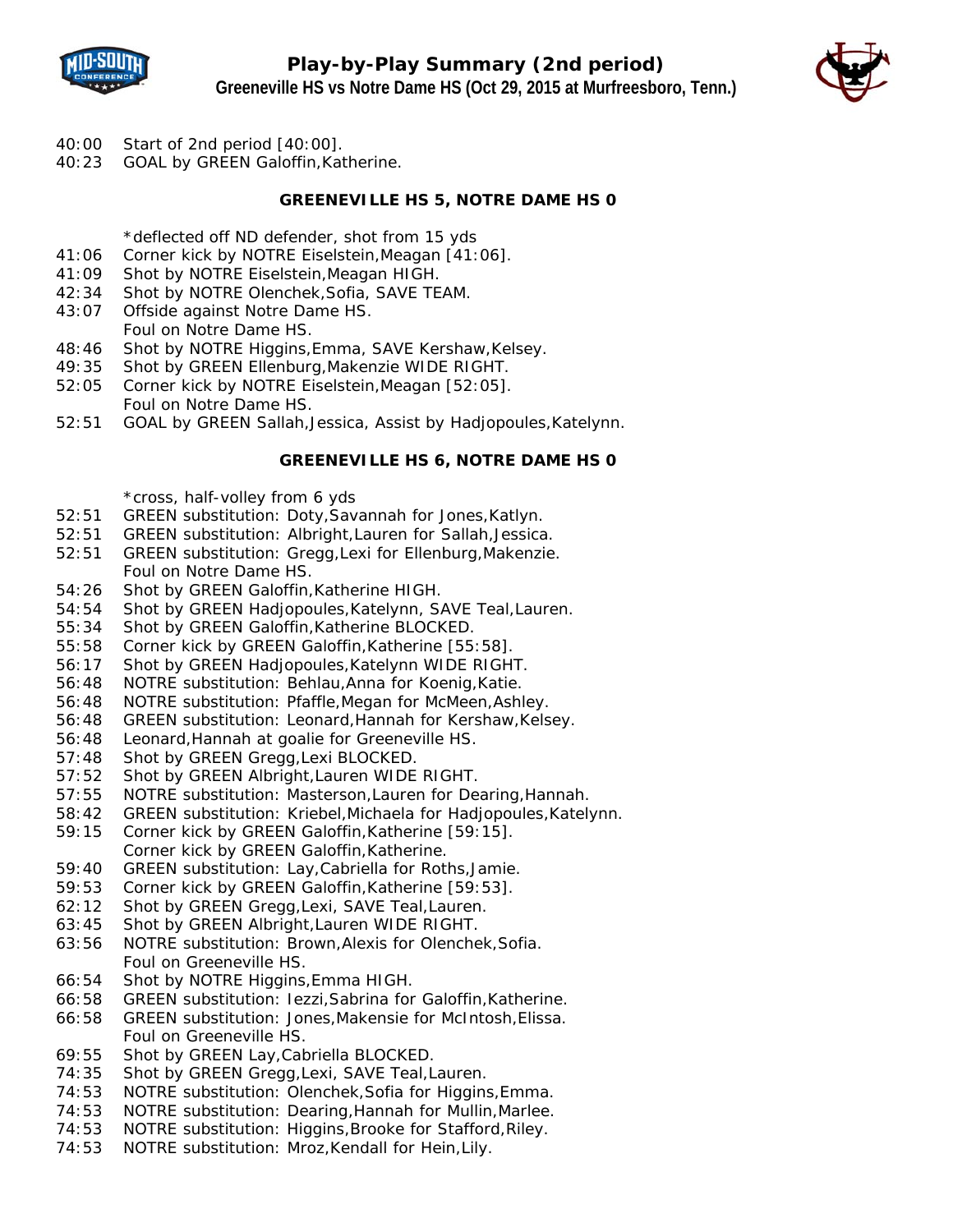# Play-by-Play Summary (2nd period)

**Greeneville HS vs Notre Dame HS (Oct 29, 2015 at Murfreesboro, Tenn.)**

40:00 Start of 2nd period [40:00].
40:23 GOAL by GREEN Galoffin,Katherine.

**GREENEVILLE HS 5, NOTRE DAME HS 0**

*deflected off ND defender, shot from 15 yds
41:06 Corner kick by NOTRE Eiselstein,Meagan [41:06].
41:09 Shot by NOTRE Eiselstein,Meagan HIGH.
42:34 Shot by NOTRE Olenchek,Sofia, SAVE TEAM.
43:07 Offside against Notre Dame HS.
Foul on Notre Dame HS.
48:46 Shot by NOTRE Higgins,Emma, SAVE Kershaw,Kelsey.
49:35 Shot by GREEN Ellenburg,Makenzie WIDE RIGHT.
52:05 Corner kick by NOTRE Eiselstein,Meagan [52:05].
Foul on Notre Dame HS.
52:51 GOAL by GREEN Sallah,Jessica, Assist by Hadjopoules,Katelynn.

**GREENEVILLE HS 6, NOTRE DAME HS 0**

*cross, half-volley from 6 yds
52:51 GREEN substitution: Doty,Savannah for Jones,Katlyn.
52:51 GREEN substitution: Albright,Lauren for Sallah,Jessica.
52:51 GREEN substitution: Gregg,Lexi for Ellenburg,Makenzie.
Foul on Notre Dame HS.
54:26 Shot by GREEN Galoffin,Katherine HIGH.
54:54 Shot by GREEN Hadjopoules,Katelynn, SAVE Teal,Lauren.
55:34 Shot by GREEN Galoffin,Katherine BLOCKED.
55:58 Corner kick by GREEN Galoffin,Katherine [55:58].
56:17 Shot by GREEN Hadjopoules,Katelynn WIDE RIGHT.
56:48 NOTRE substitution: Behlau,Anna for Koenig,Katie.
56:48 NOTRE substitution: Pfaffle,Megan for McMeen,Ashley.
56:48 GREEN substitution: Leonard,Hannah for Kershaw,Kelsey.
56:48 Leonard,Hannah at goalie for Greeneville HS.
57:48 Shot by GREEN Gregg,Lexi BLOCKED.
57:52 Shot by GREEN Albright,Lauren WIDE RIGHT.
57:55 NOTRE substitution: Masterson,Lauren for Dearing,Hannah.
58:42 GREEN substitution: Kriebel,Michaela for Hadjopoules,Katelynn.
59:15 Corner kick by GREEN Galoffin,Katherine [59:15].
Corner kick by GREEN Galoffin,Katherine.
59:40 GREEN substitution: Lay,Cabriella for Roths,Jamie.
59:53 Corner kick by GREEN Galoffin,Katherine [59:53].
62:12 Shot by GREEN Gregg,Lexi, SAVE Teal,Lauren.
63:45 Shot by GREEN Albright,Lauren WIDE RIGHT.
63:56 NOTRE substitution: Brown,Alexis for Olenchek,Sofia.
Foul on Greeneville HS.
66:54 Shot by NOTRE Higgins,Emma HIGH.
66:58 GREEN substitution: Iezzi,Sabrina for Galoffin,Katherine.
66:58 GREEN substitution: Jones,Makensie for McIntosh,Elissa.
Foul on Greeneville HS.
69:55 Shot by GREEN Lay,Cabriella BLOCKED.
74:35 Shot by GREEN Gregg,Lexi, SAVE Teal,Lauren.
74:53 NOTRE substitution: Olenchek,Sofia for Higgins,Emma.
74:53 NOTRE substitution: Dearing,Hannah for Mullin,Marlee.
74:53 NOTRE substitution: Higgins,Brooke for Stafford,Riley.
74:53 NOTRE substitution: Mroz,Kendall for Hein,Lily.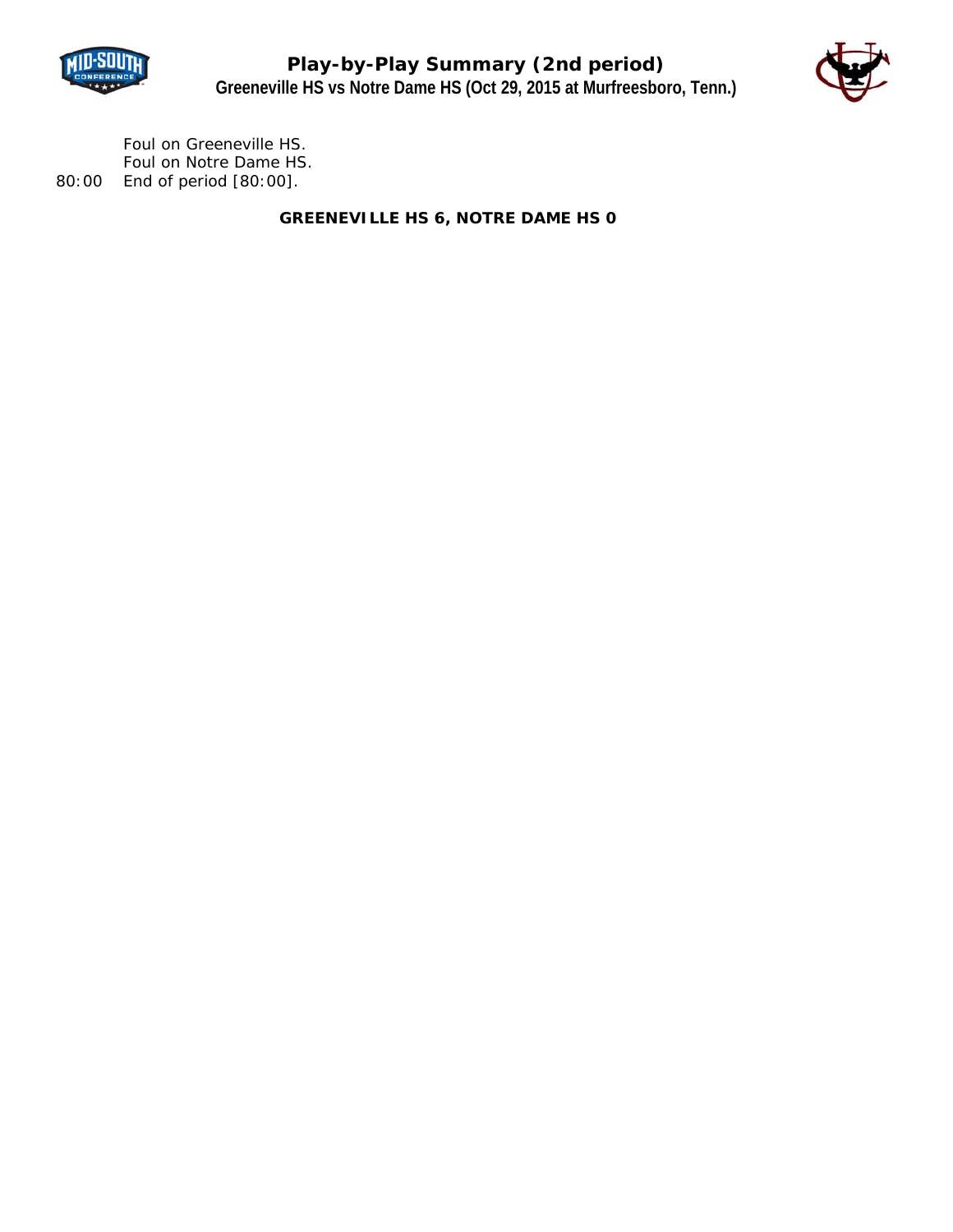Foul on Greeneville HS.
Foul on Notre Dame HS.
80:00 End of period [80:00].

**GREENEVILLE HS 6, NOTRE DAME HS 0**